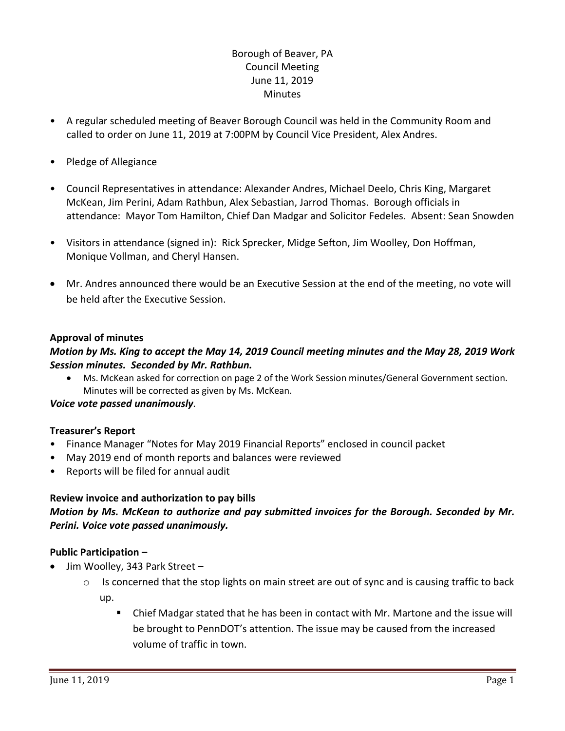Borough of Beaver, PA
Council Meeting
June 11, 2019
Minutes

- A regular scheduled meeting of Beaver Borough Council was held in the Community Room and called to order on June 11, 2019 at 7:00PM by Council Vice President, Alex Andres.
- Pledge of Allegiance
- Council Representatives in attendance: Alexander Andres, Michael Deelo, Chris King, Margaret McKean, Jim Perini, Adam Rathbun, Alex Sebastian, Jarrod Thomas. Borough officials in attendance: Mayor Tom Hamilton, Chief Dan Madgar and Solicitor Fedeles. Absent: Sean Snowden
- Visitors in attendance (signed in): Rick Sprecker, Midge Sefton, Jim Woolley, Don Hoffman, Monique Vollman, and Cheryl Hansen.
- Mr. Andres announced there would be an Executive Session at the end of the meeting, no vote will be held after the Executive Session.

**Approval of minutes**

***Motion by Ms. King to accept the May 14, 2019 Council meeting minutes and the May 28, 2019 Work Session minutes. Seconded by Mr. Rathbun.***

- Ms. McKean asked for correction on page 2 of the Work Session minutes/General Government section. Minutes will be corrected as given by Ms. McKean.

***Voice vote passed unanimously***.

**Treasurer's Report**

- Finance Manager "Notes for May 2019 Financial Reports" enclosed in council packet
- May 2019 end of month reports and balances were reviewed
- Reports will be filed for annual audit

**Review invoice and authorization to pay bills**

***Motion by Ms. McKean to authorize and pay submitted invoices for the Borough. Seconded by Mr. Perini. Voice vote passed unanimously.***

**Public Participation –**

- Jim Woolley, 343 Park Street –
    - Is concerned that the stop lights on main street are out of sync and is causing traffic to back up.
        - Chief Madgar stated that he has been in contact with Mr. Martone and the issue will be brought to PennDOT's attention. The issue may be caused from the increased volume of traffic in town.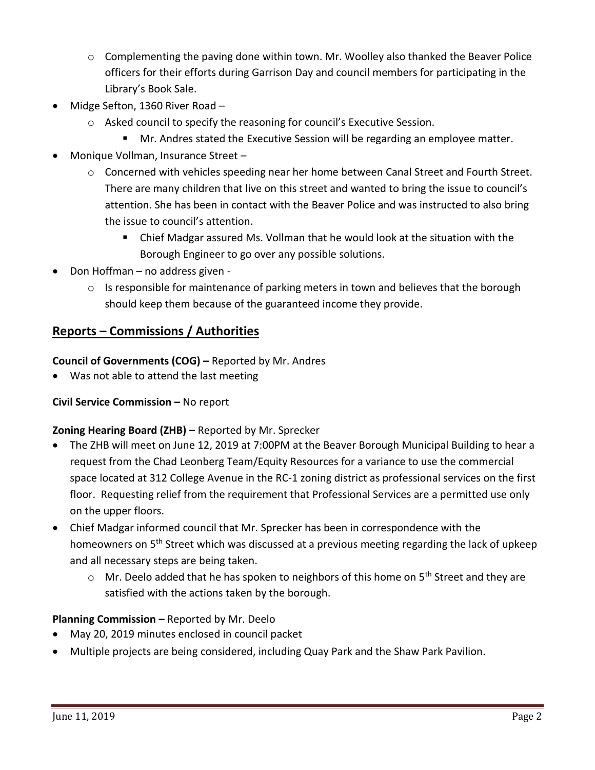- Complementing the paving done within town. Mr. Woolley also thanked the Beaver Police officers for their efforts during Garrison Day and council members for participating in the Library's Book Sale.

- Midge Sefton, 1360 River Road –
  - Asked council to specify the reasoning for council's Executive Session.
    - Mr. Andres stated the Executive Session will be regarding an employee matter.
- Monique Vollman, Insurance Street –
  - Concerned with vehicles speeding near her home between Canal Street and Fourth Street. There are many children that live on this street and wanted to bring the issue to council's attention. She has been in contact with the Beaver Police and was instructed to also bring the issue to council's attention.
    - Chief Madgar assured Ms. Vollman that he would look at the situation with the Borough Engineer to go over any possible solutions.
- Don Hoffman – no address given -
  - Is responsible for maintenance of parking meters in town and believes that the borough should keep them because of the guaranteed income they provide.

## Reports – Commissions / Authorities

**Council of Governments (COG) –** Reported by Mr. Andres

- Was not able to attend the last meeting

**Civil Service Commission –** No report

**Zoning Hearing Board (ZHB) –** Reported by Mr. Sprecker

- The ZHB will meet on June 12, 2019 at 7:00PM at the Beaver Borough Municipal Building to hear a request from the Chad Leonberg Team/Equity Resources for a variance to use the commercial space located at 312 College Avenue in the RC-1 zoning district as professional services on the first floor. Requesting relief from the requirement that Professional Services are a permitted use only on the upper floors.
- Chief Madgar informed council that Mr. Sprecker has been in correspondence with the homeowners on 5th Street which was discussed at a previous meeting regarding the lack of upkeep and all necessary steps are being taken.
  - Mr. Deelo added that he has spoken to neighbors of this home on 5th Street and they are satisfied with the actions taken by the borough.

**Planning Commission –** Reported by Mr. Deelo

- May 20, 2019 minutes enclosed in council packet
- Multiple projects are being considered, including Quay Park and the Shaw Park Pavilion.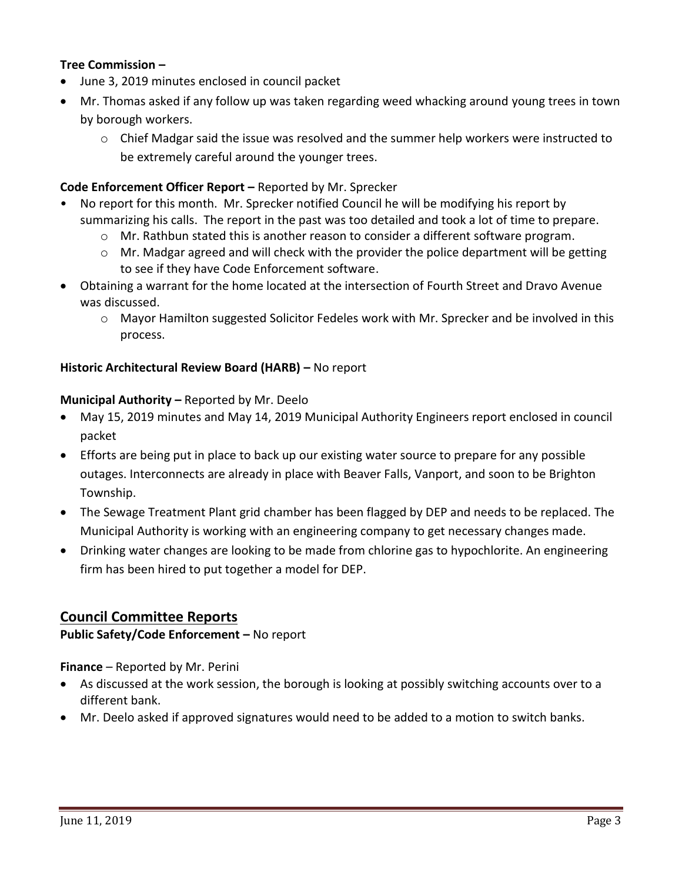**Tree Commission –**

- June 3, 2019 minutes enclosed in council packet
- Mr. Thomas asked if any follow up was taken regarding weed whacking around young trees in town by borough workers.
  - Chief Madgar said the issue was resolved and the summer help workers were instructed to be extremely careful around the younger trees.

**Code Enforcement Officer Report –** Reported by Mr. Sprecker

- No report for this month. Mr. Sprecker notified Council he will be modifying his report by summarizing his calls. The report in the past was too detailed and took a lot of time to prepare.
  - Mr. Rathbun stated this is another reason to consider a different software program.
  - Mr. Madgar agreed and will check with the provider the police department will be getting to see if they have Code Enforcement software.
- Obtaining a warrant for the home located at the intersection of Fourth Street and Dravo Avenue was discussed.
  - Mayor Hamilton suggested Solicitor Fedeles work with Mr. Sprecker and be involved in this process.

**Historic Architectural Review Board (HARB) –** No report

**Municipal Authority –** Reported by Mr. Deelo

- May 15, 2019 minutes and May 14, 2019 Municipal Authority Engineers report enclosed in council packet
- Efforts are being put in place to back up our existing water source to prepare for any possible outages. Interconnects are already in place with Beaver Falls, Vanport, and soon to be Brighton Township.
- The Sewage Treatment Plant grid chamber has been flagged by DEP and needs to be replaced. The Municipal Authority is working with an engineering company to get necessary changes made.
- Drinking water changes are looking to be made from chlorine gas to hypochlorite. An engineering firm has been hired to put together a model for DEP.

## Council Committee Reports

**Public Safety/Code Enforcement –** No report

**Finance** – Reported by Mr. Perini

- As discussed at the work session, the borough is looking at possibly switching accounts over to a different bank.
- Mr. Deelo asked if approved signatures would need to be added to a motion to switch banks.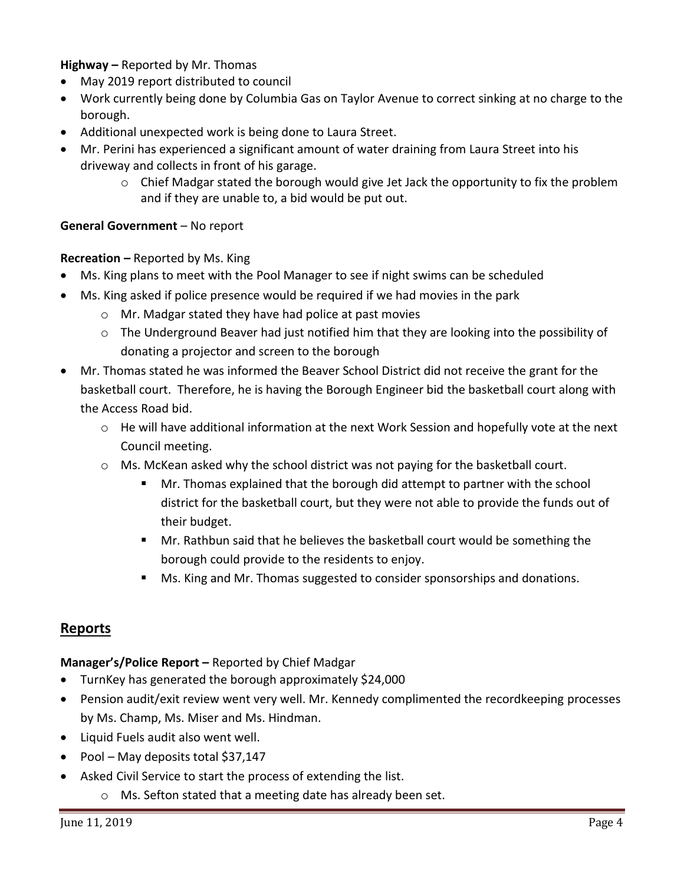**Highway –** Reported by Mr. Thomas

- May 2019 report distributed to council
- Work currently being done by Columbia Gas on Taylor Avenue to correct sinking at no charge to the borough.
- Additional unexpected work is being done to Laura Street.
- Mr. Perini has experienced a significant amount of water draining from Laura Street into his driveway and collects in front of his garage.
  - Chief Madgar stated the borough would give Jet Jack the opportunity to fix the problem and if they are unable to, a bid would be put out.

**General Government** – No report

**Recreation –** Reported by Ms. King

- Ms. King plans to meet with the Pool Manager to see if night swims can be scheduled
- Ms. King asked if police presence would be required if we had movies in the park
  - Mr. Madgar stated they have had police at past movies
  - The Underground Beaver had just notified him that they are looking into the possibility of donating a projector and screen to the borough
- Mr. Thomas stated he was informed the Beaver School District did not receive the grant for the basketball court. Therefore, he is having the Borough Engineer bid the basketball court along with the Access Road bid.
  - He will have additional information at the next Work Session and hopefully vote at the next Council meeting.
  - Ms. McKean asked why the school district was not paying for the basketball court.
    - Mr. Thomas explained that the borough did attempt to partner with the school district for the basketball court, but they were not able to provide the funds out of their budget.
    - Mr. Rathbun said that he believes the basketball court would be something the borough could provide to the residents to enjoy.
    - Ms. King and Mr. Thomas suggested to consider sponsorships and donations.

## Reports

**Manager's/Police Report –** Reported by Chief Madgar

- TurnKey has generated the borough approximately $24,000
- Pension audit/exit review went very well. Mr. Kennedy complimented the recordkeeping processes by Ms. Champ, Ms. Miser and Ms. Hindman.
- Liquid Fuels audit also went well.
- Pool – May deposits total $37,147
- Asked Civil Service to start the process of extending the list.
  - Ms. Sefton stated that a meeting date has already been set.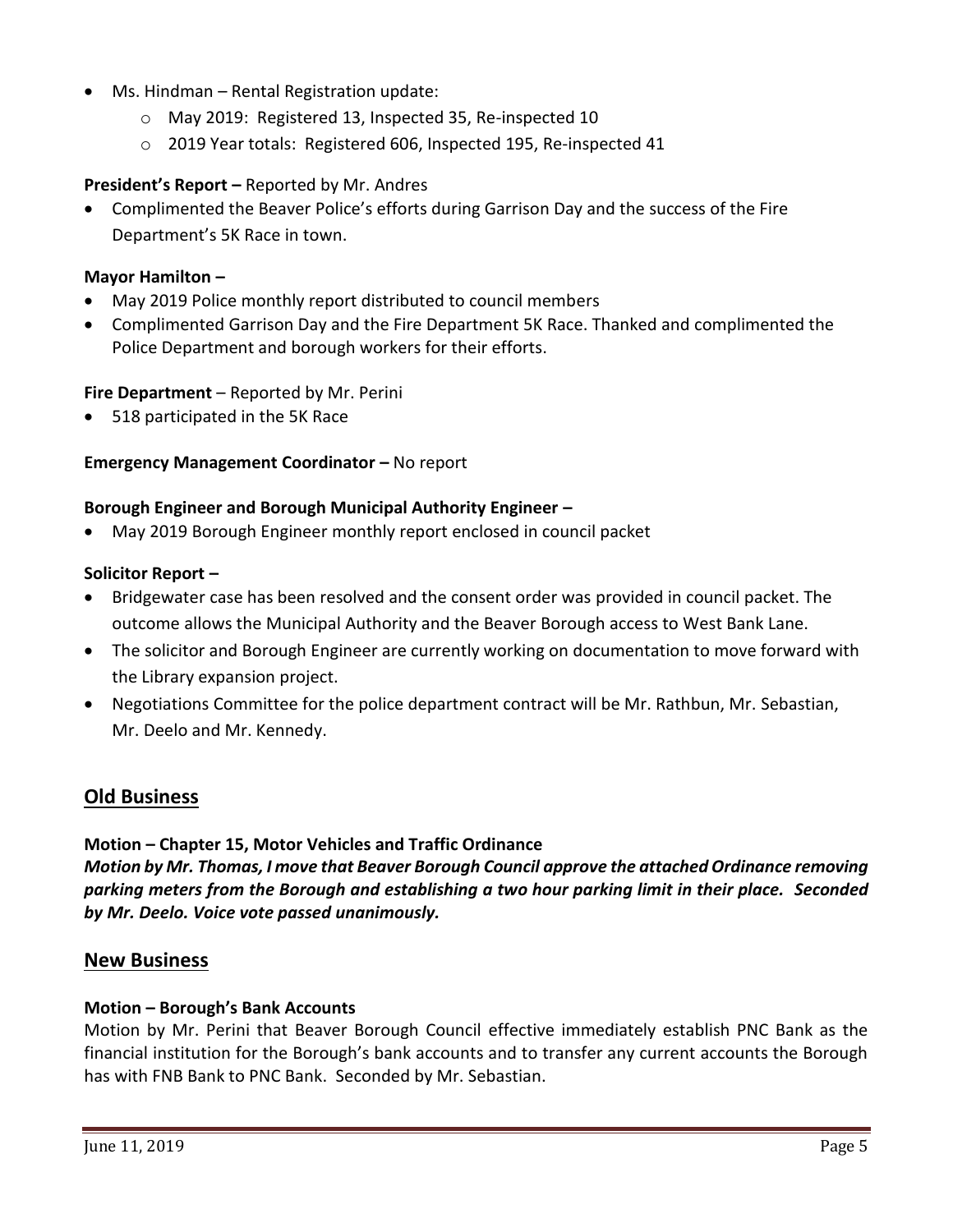- Ms. Hindman – Rental Registration update:
    - May 2019: Registered 13, Inspected 35, Re-inspected 10
    - 2019 Year totals: Registered 606, Inspected 195, Re-inspected 41

**President's Report –** Reported by Mr. Andres

- Complimented the Beaver Police's efforts during Garrison Day and the success of the Fire Department's 5K Race in town.

**Mayor Hamilton –**

- May 2019 Police monthly report distributed to council members
- Complimented Garrison Day and the Fire Department 5K Race. Thanked and complimented the Police Department and borough workers for their efforts.

**Fire Department** – Reported by Mr. Perini

- 518 participated in the 5K Race

**Emergency Management Coordinator –** No report

**Borough Engineer and Borough Municipal Authority Engineer –**

- May 2019 Borough Engineer monthly report enclosed in council packet

**Solicitor Report –**

- Bridgewater case has been resolved and the consent order was provided in council packet. The outcome allows the Municipal Authority and the Beaver Borough access to West Bank Lane.
- The solicitor and Borough Engineer are currently working on documentation to move forward with the Library expansion project.
- Negotiations Committee for the police department contract will be Mr. Rathbun, Mr. Sebastian, Mr. Deelo and Mr. Kennedy.

## Old Business

**Motion – Chapter 15, Motor Vehicles and Traffic Ordinance**

***Motion by Mr. Thomas, I move that Beaver Borough Council approve the attached Ordinance removing parking meters from the Borough and establishing a two hour parking limit in their place. Seconded by Mr. Deelo. Voice vote passed unanimously.***

## New Business

**Motion – Borough's Bank Accounts**

Motion by Mr. Perini that Beaver Borough Council effective immediately establish PNC Bank as the financial institution for the Borough's bank accounts and to transfer any current accounts the Borough has with FNB Bank to PNC Bank. Seconded by Mr. Sebastian.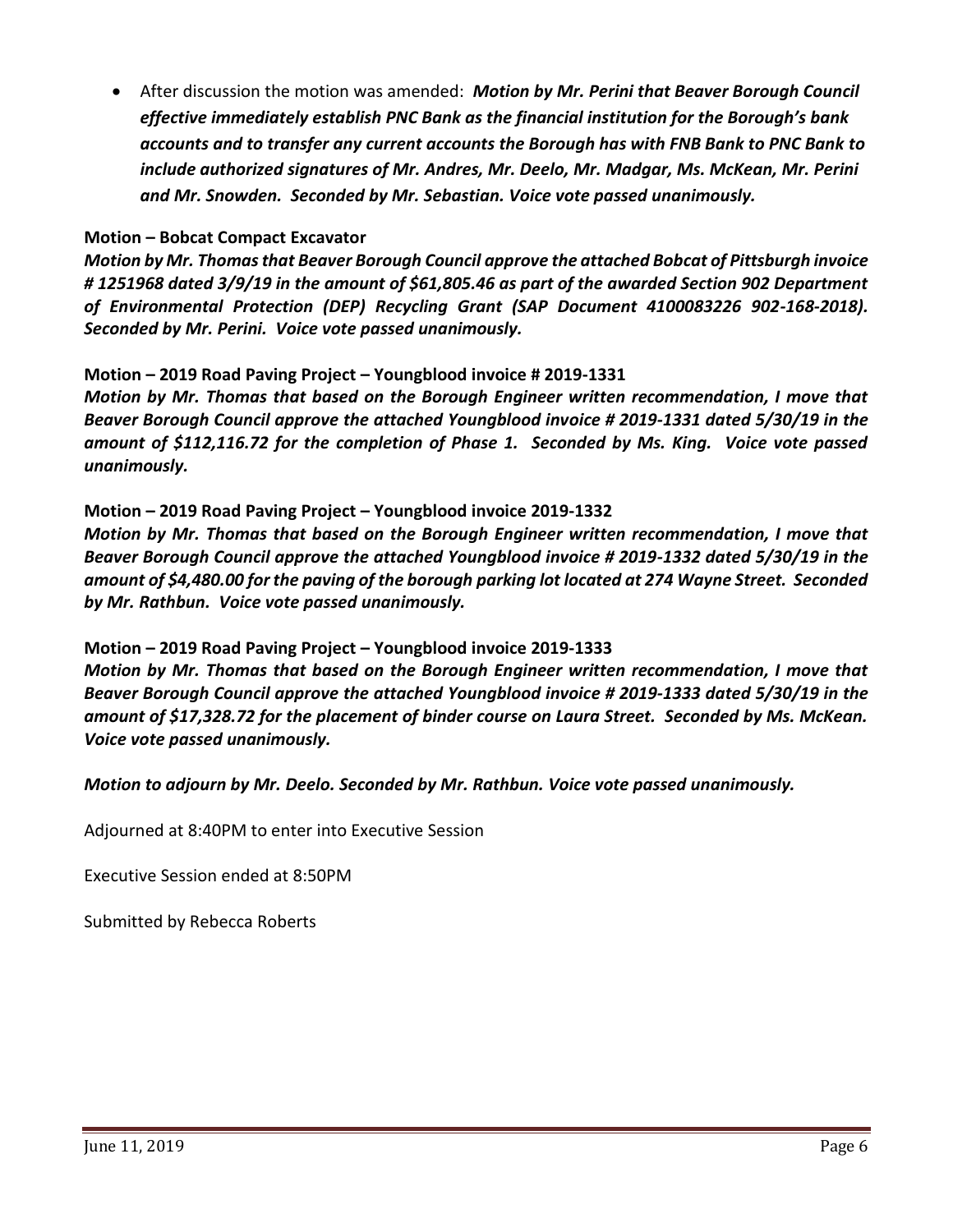- After discussion the motion was amended: ***Motion by Mr. Perini that Beaver Borough Council effective immediately establish PNC Bank as the financial institution for the Borough's bank accounts and to transfer any current accounts the Borough has with FNB Bank to PNC Bank to include authorized signatures of Mr. Andres, Mr. Deelo, Mr. Madgar, Ms. McKean, Mr. Perini and Mr. Snowden. Seconded by Mr. Sebastian. Voice vote passed unanimously.***

**Motion – Bobcat Compact Excavator**

***Motion by Mr. Thomas that Beaver Borough Council approve the attached Bobcat of Pittsburgh invoice # 1251968 dated 3/9/19 in the amount of $61,805.46 as part of the awarded Section 902 Department of Environmental Protection (DEP) Recycling Grant (SAP Document 4100083226 902-168-2018). Seconded by Mr. Perini. Voice vote passed unanimously.***

**Motion – 2019 Road Paving Project – Youngblood invoice # 2019-1331**

***Motion by Mr. Thomas that based on the Borough Engineer written recommendation, I move that Beaver Borough Council approve the attached Youngblood invoice # 2019-1331 dated 5/30/19 in the amount of $112,116.72 for the completion of Phase 1. Seconded by Ms. King. Voice vote passed unanimously.***

**Motion – 2019 Road Paving Project – Youngblood invoice 2019-1332**

***Motion by Mr. Thomas that based on the Borough Engineer written recommendation, I move that Beaver Borough Council approve the attached Youngblood invoice # 2019-1332 dated 5/30/19 in the amount of $4,480.00 for the paving of the borough parking lot located at 274 Wayne Street. Seconded by Mr. Rathbun. Voice vote passed unanimously.***

**Motion – 2019 Road Paving Project – Youngblood invoice 2019-1333**

***Motion by Mr. Thomas that based on the Borough Engineer written recommendation, I move that Beaver Borough Council approve the attached Youngblood invoice # 2019-1333 dated 5/30/19 in the amount of $17,328.72 for the placement of binder course on Laura Street. Seconded by Ms. McKean. Voice vote passed unanimously.***

***Motion to adjourn by Mr. Deelo. Seconded by Mr. Rathbun. Voice vote passed unanimously.***

Adjourned at 8:40PM to enter into Executive Session

Executive Session ended at 8:50PM

Submitted by Rebecca Roberts